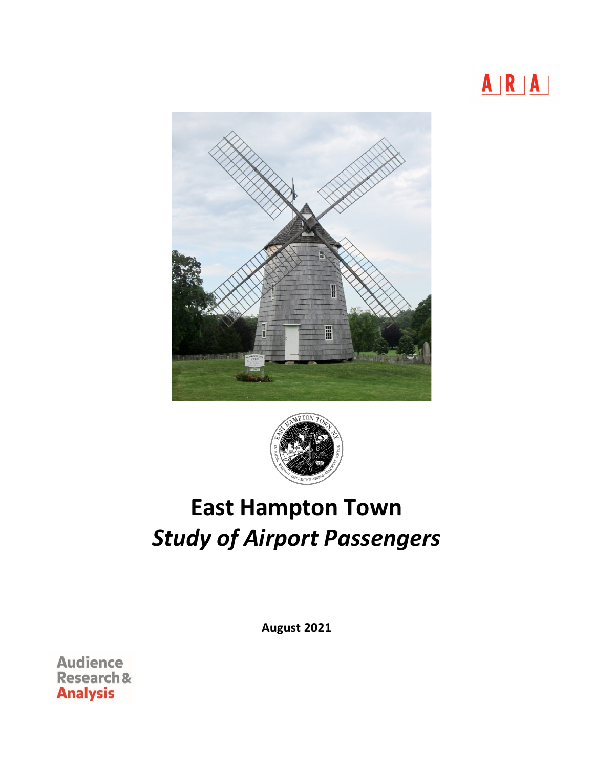A|R|A|

# East Hampton Town
## *Study of Airport Passengers*

**August 2021**

Audience Research & Analysis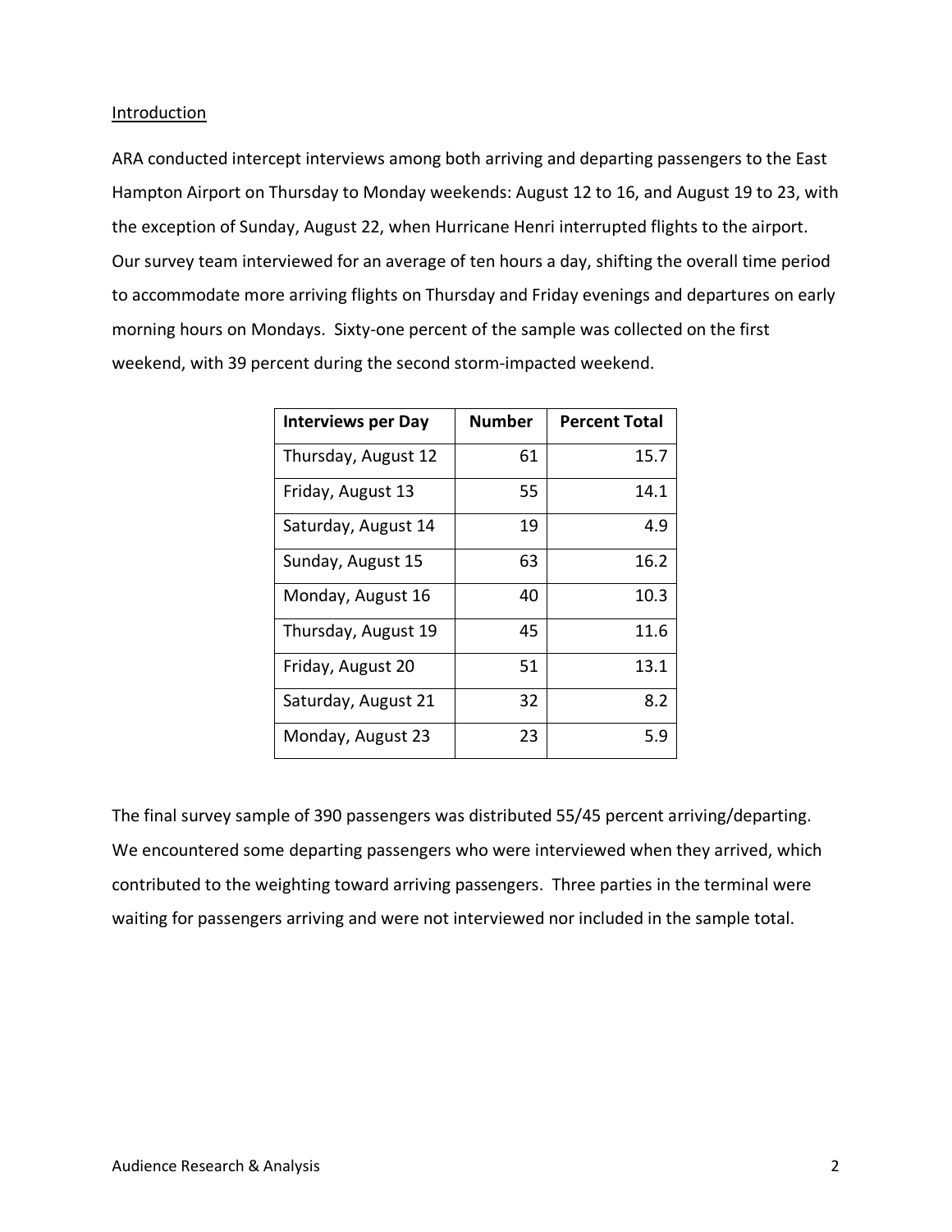Introduction

ARA conducted intercept interviews among both arriving and departing passengers to the East Hampton Airport on Thursday to Monday weekends: August 12 to 16, and August 19 to 23, with the exception of Sunday, August 22, when Hurricane Henri interrupted flights to the airport. Our survey team interviewed for an average of ten hours a day, shifting the overall time period to accommodate more arriving flights on Thursday and Friday evenings and departures on early morning hours on Mondays. Sixty-one percent of the sample was collected on the first weekend, with 39 percent during the second storm-impacted weekend.

| Interviews per Day | Number | Percent Total |
|---|---:|---:|
| Thursday, August 12 | 61 | 15.7 |
| Friday, August 13 | 55 | 14.1 |
| Saturday, August 14 | 19 | 4.9 |
| Sunday, August 15 | 63 | 16.2 |
| Monday, August 16 | 40 | 10.3 |
| Thursday, August 19 | 45 | 11.6 |
| Friday, August 20 | 51 | 13.1 |
| Saturday, August 21 | 32 | 8.2 |
| Monday, August 23 | 23 | 5.9 |

The final survey sample of 390 passengers was distributed 55/45 percent arriving/departing. We encountered some departing passengers who were interviewed when they arrived, which contributed to the weighting toward arriving passengers. Three parties in the terminal were waiting for passengers arriving and were not interviewed nor included in the sample total.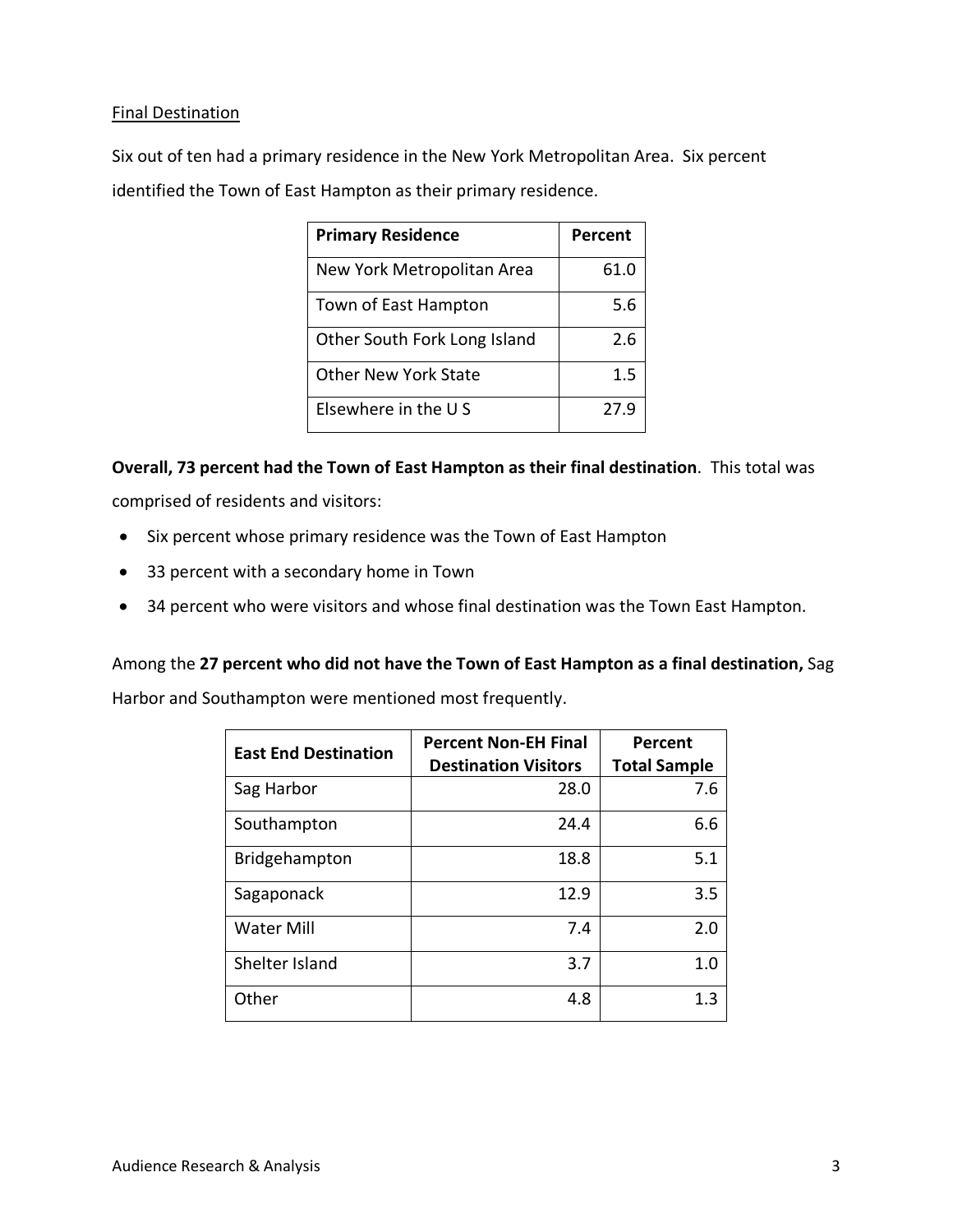Final Destination

Six out of ten had a primary residence in the New York Metropolitan Area. Six percent identified the Town of East Hampton as their primary residence.

| Primary Residence | Percent |
| --- | --- |
| New York Metropolitan Area | 61.0 |
| Town of East Hampton | 5.6 |
| Other South Fork Long Island | 2.6 |
| Other New York State | 1.5 |
| Elsewhere in the U S | 27.9 |

**Overall, 73 percent had the Town of East Hampton as their final destination**. This total was comprised of residents and visitors:

- Six percent whose primary residence was the Town of East Hampton
- 33 percent with a secondary home in Town
- 34 percent who were visitors and whose final destination was the Town East Hampton.

Among the **27 percent who did not have the Town of East Hampton as a final destination,** Sag Harbor and Southampton were mentioned most frequently.

| East End Destination | Percent Non-EH Final Destination Visitors | Percent Total Sample |
| --- | --- | --- |
| Sag Harbor | 28.0 | 7.6 |
| Southampton | 24.4 | 6.6 |
| Bridgehampton | 18.8 | 5.1 |
| Sagaponack | 12.9 | 3.5 |
| Water Mill | 7.4 | 2.0 |
| Shelter Island | 3.7 | 1.0 |
| Other | 4.8 | 1.3 |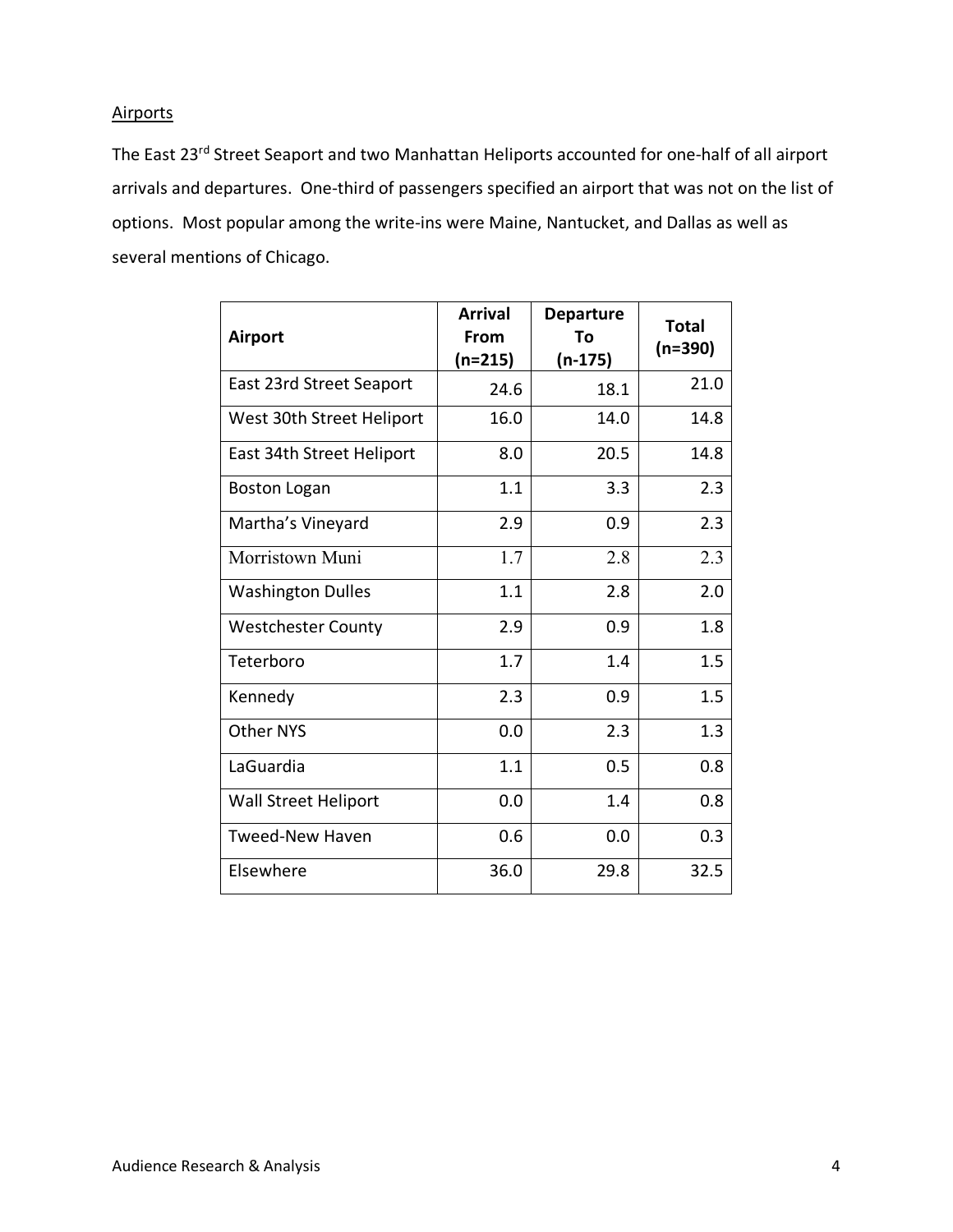## Airports

The East 23rd Street Seaport and two Manhattan Heliports accounted for one-half of all airport arrivals and departures. One-third of passengers specified an airport that was not on the list of options. Most popular among the write-ins were Maine, Nantucket, and Dallas as well as several mentions of Chicago.

| Airport | Arrival From (n=215) | Departure To (n-175) | Total (n=390) |
|---|---|---|---|
| East 23rd Street Seaport | 24.6 | 18.1 | 21.0 |
| West 30th Street Heliport | 16.0 | 14.0 | 14.8 |
| East 34th Street Heliport | 8.0 | 20.5 | 14.8 |
| Boston Logan | 1.1 | 3.3 | 2.3 |
| Martha's Vineyard | 2.9 | 0.9 | 2.3 |
| Morristown Muni | 1.7 | 2.8 | 2.3 |
| Washington Dulles | 1.1 | 2.8 | 2.0 |
| Westchester County | 2.9 | 0.9 | 1.8 |
| Teterboro | 1.7 | 1.4 | 1.5 |
| Kennedy | 2.3 | 0.9 | 1.5 |
| Other NYS | 0.0 | 2.3 | 1.3 |
| LaGuardia | 1.1 | 0.5 | 0.8 |
| Wall Street Heliport | 0.0 | 1.4 | 0.8 |
| Tweed-New Haven | 0.6 | 0.0 | 0.3 |
| Elsewhere | 36.0 | 29.8 | 32.5 |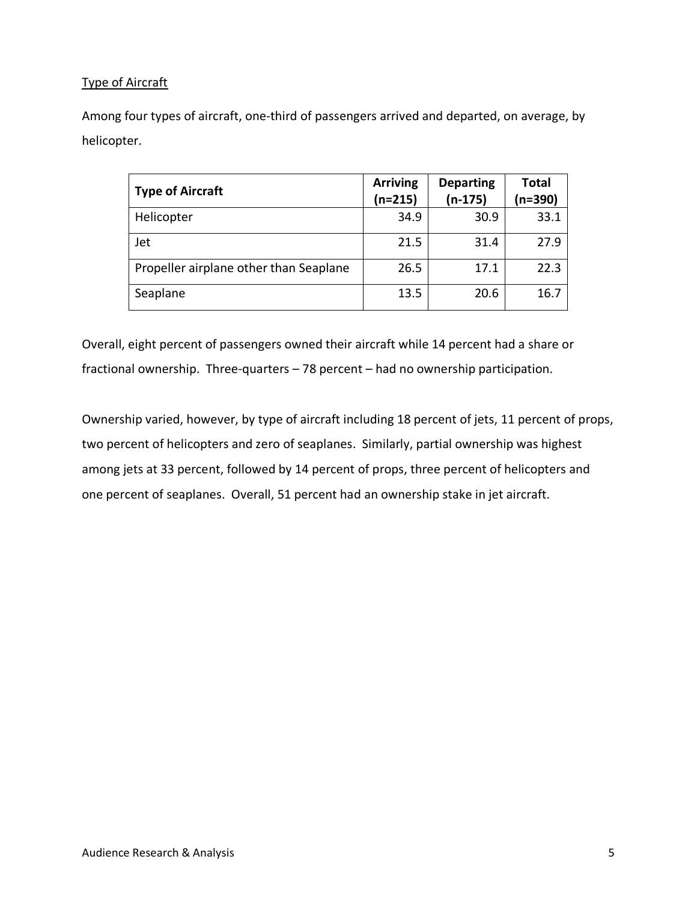Type of Aircraft

Among four types of aircraft, one-third of passengers arrived and departed, on average, by helicopter.

| Type of Aircraft | Arriving (n=215) | Departing (n-175) | Total (n=390) |
|---|---|---|---|
| Helicopter | 34.9 | 30.9 | 33.1 |
| Jet | 21.5 | 31.4 | 27.9 |
| Propeller airplane other than Seaplane | 26.5 | 17.1 | 22.3 |
| Seaplane | 13.5 | 20.6 | 16.7 |

Overall, eight percent of passengers owned their aircraft while 14 percent had a share or fractional ownership. Three-quarters – 78 percent – had no ownership participation.

Ownership varied, however, by type of aircraft including 18 percent of jets, 11 percent of props, two percent of helicopters and zero of seaplanes. Similarly, partial ownership was highest among jets at 33 percent, followed by 14 percent of props, three percent of helicopters and one percent of seaplanes. Overall, 51 percent had an ownership stake in jet aircraft.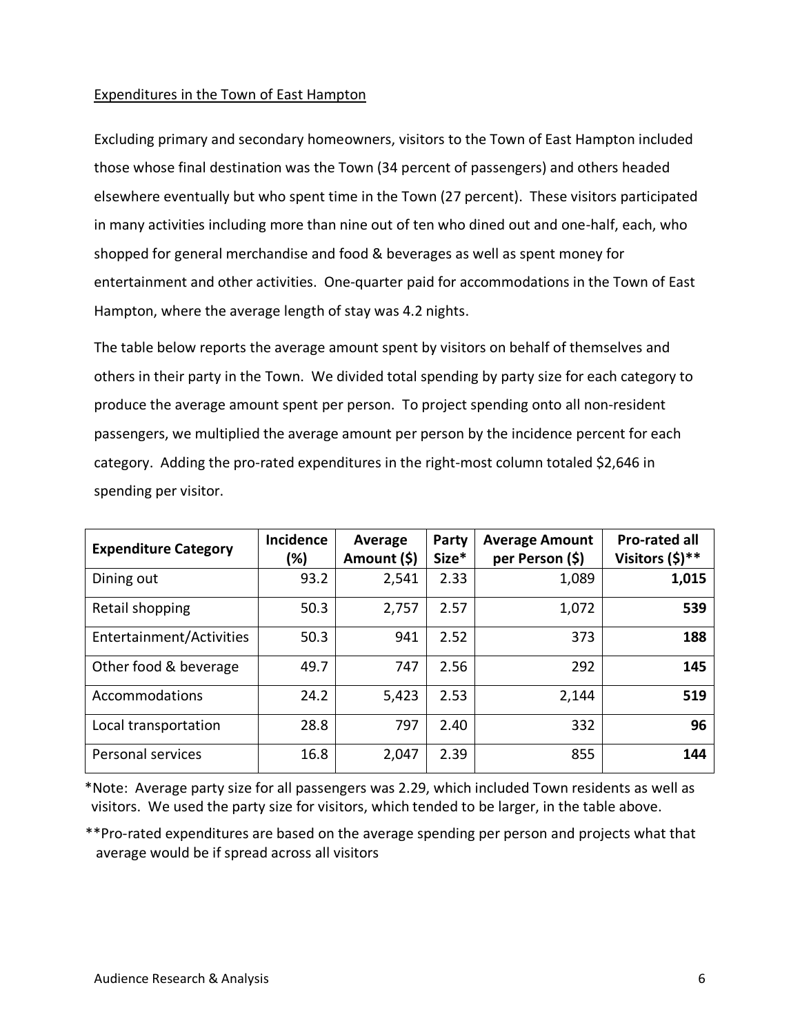Expenditures in the Town of East Hampton

Excluding primary and secondary homeowners, visitors to the Town of East Hampton included those whose final destination was the Town (34 percent of passengers) and others headed elsewhere eventually but who spent time in the Town (27 percent). These visitors participated in many activities including more than nine out of ten who dined out and one-half, each, who shopped for general merchandise and food & beverages as well as spent money for entertainment and other activities. One-quarter paid for accommodations in the Town of East Hampton, where the average length of stay was 4.2 nights.

The table below reports the average amount spent by visitors on behalf of themselves and others in their party in the Town. We divided total spending by party size for each category to produce the average amount spent per person. To project spending onto all non-resident passengers, we multiplied the average amount per person by the incidence percent for each category. Adding the pro-rated expenditures in the right-most column totaled $2,646 in spending per visitor.

| Expenditure Category | Incidence (%) | Average Amount ($) | Party Size* | Average Amount per Person ($) | Pro-rated all Visitors ($)** |
|---|---|---|---|---|---|
| Dining out | 93.2 | 2,541 | 2.33 | 1,089 | **1,015** |
| Retail shopping | 50.3 | 2,757 | 2.57 | 1,072 | **539** |
| Entertainment/Activities | 50.3 | 941 | 2.52 | 373 | **188** |
| Other food & beverage | 49.7 | 747 | 2.56 | 292 | **145** |
| Accommodations | 24.2 | 5,423 | 2.53 | 2,144 | **519** |
| Local transportation | 28.8 | 797 | 2.40 | 332 | **96** |
| Personal services | 16.8 | 2,047 | 2.39 | 855 | **144** |

*Note: Average party size for all passengers was 2.29, which included Town residents as well as visitors. We used the party size for visitors, which tended to be larger, in the table above.

**Pro-rated expenditures are based on the average spending per person and projects what that average would be if spread across all visitors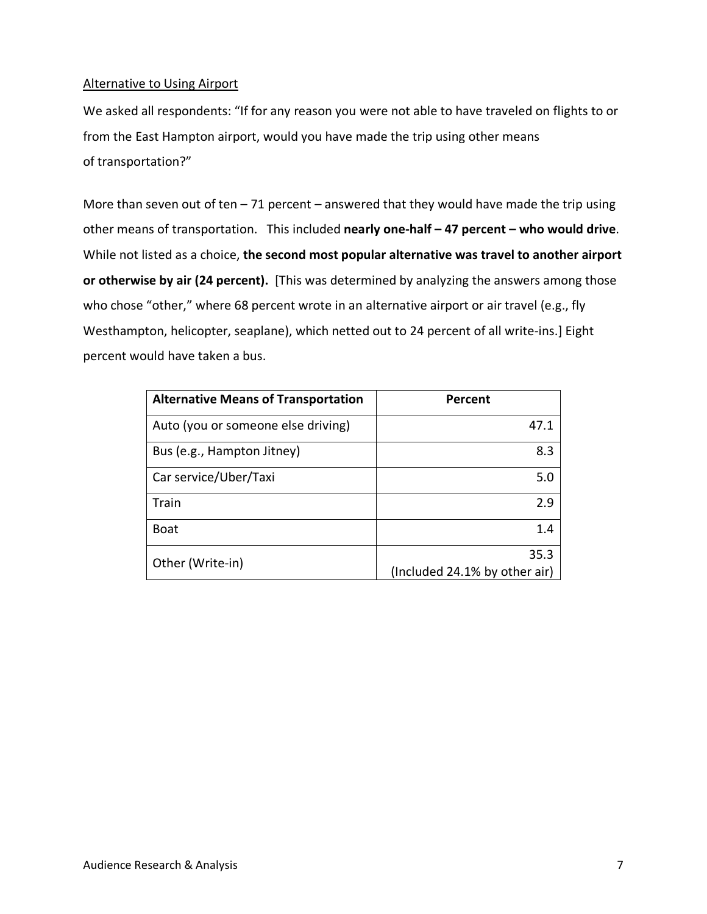Alternative to Using Airport

We asked all respondents: "If for any reason you were not able to have traveled on flights to or from the East Hampton airport, would you have made the trip using other means of transportation?"

More than seven out of ten – 71 percent – answered that they would have made the trip using other means of transportation. This included **nearly one-half – 47 percent – who would drive**. While not listed as a choice, **the second most popular alternative was travel to another airport or otherwise by air (24 percent).** [This was determined by analyzing the answers among those who chose "other," where 68 percent wrote in an alternative airport or air travel (e.g., fly Westhampton, helicopter, seaplane), which netted out to 24 percent of all write-ins.] Eight percent would have taken a bus.

| Alternative Means of Transportation | Percent |
|---|---|
| Auto (you or someone else driving) | 47.1 |
| Bus (e.g., Hampton Jitney) | 8.3 |
| Car service/Uber/Taxi | 5.0 |
| Train | 2.9 |
| Boat | 1.4 |
| Other (Write-in) | 35.3 (Included 24.1% by other air) |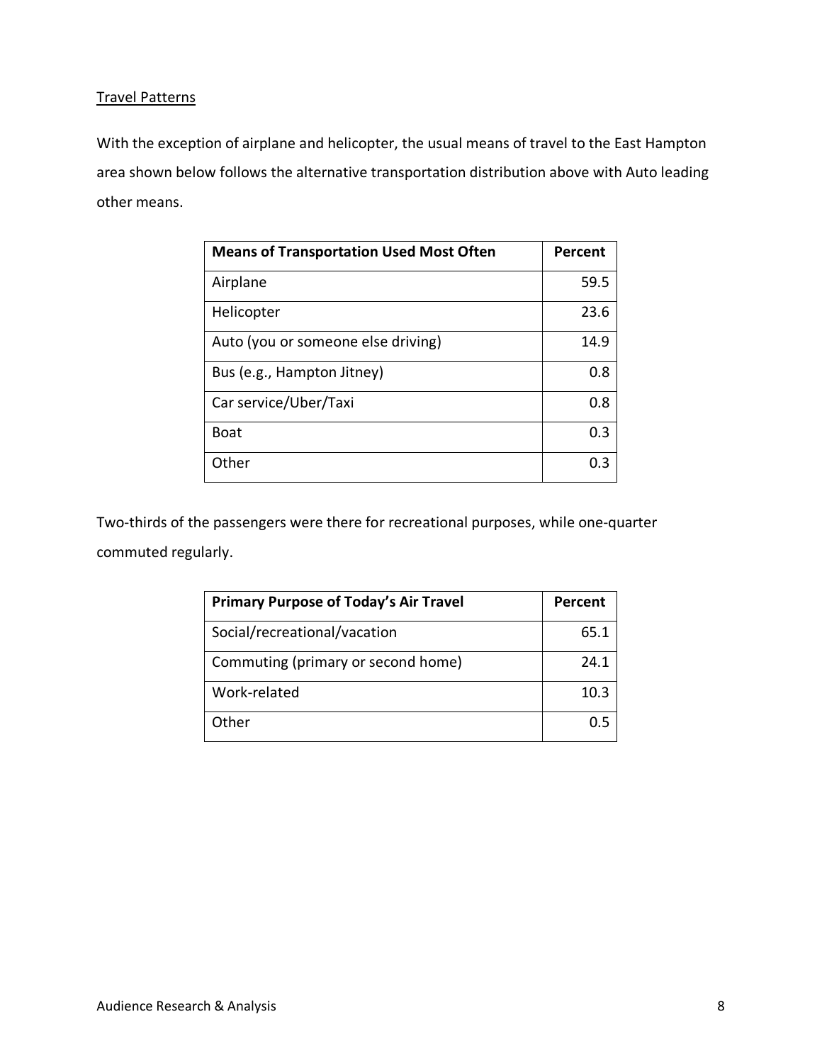Travel Patterns

With the exception of airplane and helicopter, the usual means of travel to the East Hampton area shown below follows the alternative transportation distribution above with Auto leading other means.

| Means of Transportation Used Most Often | Percent |
| --- | --- |
| Airplane | 59.5 |
| Helicopter | 23.6 |
| Auto (you or someone else driving) | 14.9 |
| Bus (e.g., Hampton Jitney) | 0.8 |
| Car service/Uber/Taxi | 0.8 |
| Boat | 0.3 |
| Other | 0.3 |

Two-thirds of the passengers were there for recreational purposes, while one-quarter commuted regularly.

| Primary Purpose of Today's Air Travel | Percent |
| --- | --- |
| Social/recreational/vacation | 65.1 |
| Commuting (primary or second home) | 24.1 |
| Work-related | 10.3 |
| Other | 0.5 |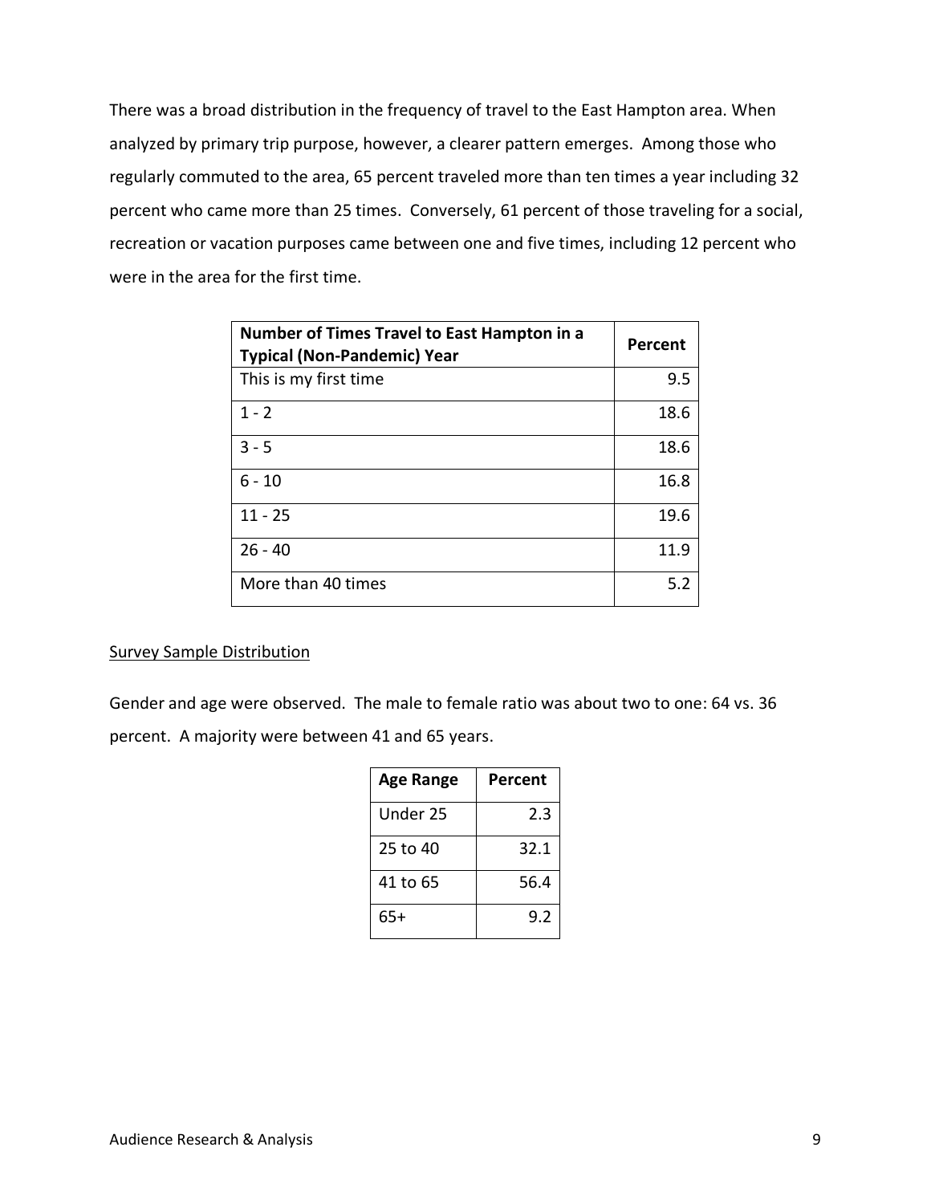There was a broad distribution in the frequency of travel to the East Hampton area. When analyzed by primary trip purpose, however, a clearer pattern emerges. Among those who regularly commuted to the area, 65 percent traveled more than ten times a year including 32 percent who came more than 25 times. Conversely, 61 percent of those traveling for a social, recreation or vacation purposes came between one and five times, including 12 percent who were in the area for the first time.

| Number of Times Travel to East Hampton in a Typical (Non-Pandemic) Year | Percent |
|---|---|
| This is my first time | 9.5 |
| 1 - 2 | 18.6 |
| 3 - 5 | 18.6 |
| 6 - 10 | 16.8 |
| 11 - 25 | 19.6 |
| 26 - 40 | 11.9 |
| More than 40 times | 5.2 |

<u>Survey Sample Distribution</u>

Gender and age were observed. The male to female ratio was about two to one: 64 vs. 36 percent. A majority were between 41 and 65 years.

| Age Range | Percent |
|---|---|
| Under 25 | 2.3 |
| 25 to 40 | 32.1 |
| 41 to 65 | 56.4 |
| 65+ | 9.2 |